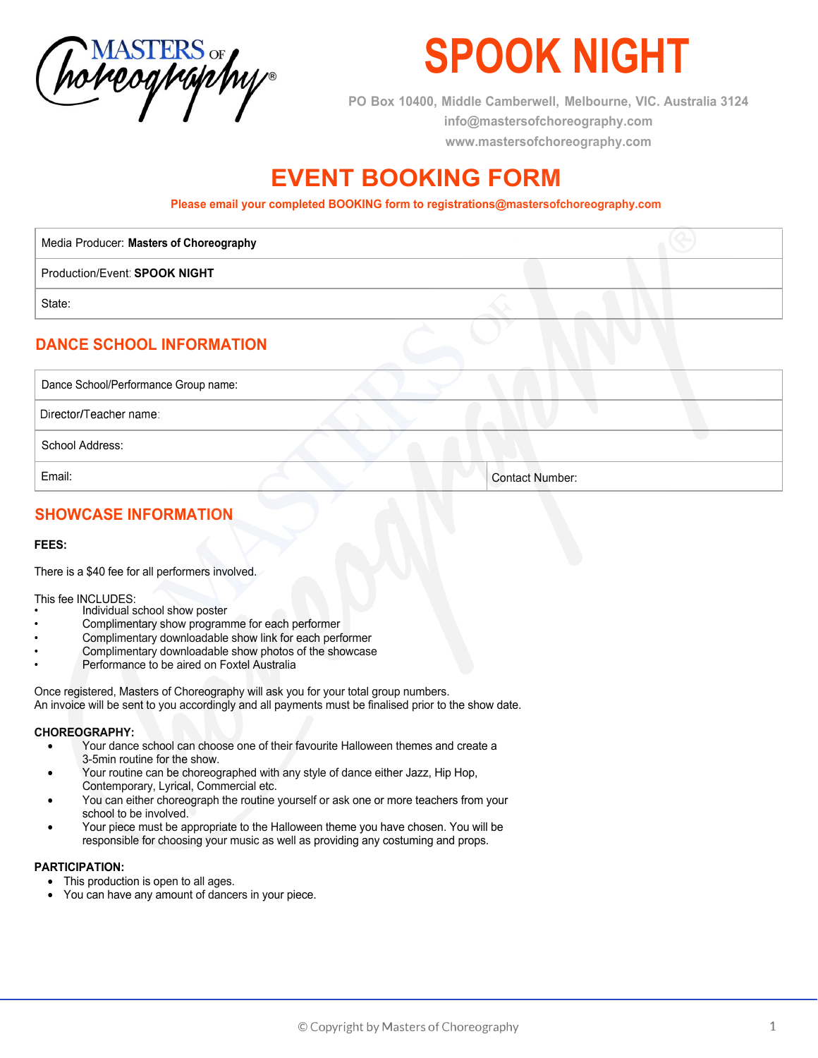# SPOOK NIGHT

PO Box 10400, Middle Camberwell, Melbourne, VIC. Australia 3124
info@mastersofchoreography.com
www.mastersofchoreography.com

## EVENT BOOKING FORM

**Please email your completed BOOKING form to registrations@mastersofchoreography.com**

| Media Producer: **Masters of Choreography** |
|---|
| Production/Event: **SPOOK NIGHT** |
| State: |

## DANCE SCHOOL INFORMATION

| Dance School/Performance Group name: | |
|---|---|
| Director/Teacher name: | |
| School Address: | |
| Email: | Contact Number: |

## SHOWCASE INFORMATION

**FEES:**

There is a $40 fee for all performers involved.

This fee INCLUDES:

- Individual school show poster
- Complimentary show programme for each performer
- Complimentary downloadable show link for each performer
- Complimentary downloadable show photos of the showcase
- Performance to be aired on Foxtel Australia

Once registered, Masters of Choreography will ask you for your total group numbers.
An invoice will be sent to you accordingly and all payments must be finalised prior to the show date.

**CHOREOGRAPHY:**

- Your dance school can choose one of their favourite Halloween themes and create a 3-5min routine for the show.
- Your routine can be choreographed with any style of dance either Jazz, Hip Hop, Contemporary, Lyrical, Commercial etc.
- You can either choreograph the routine yourself or ask one or more teachers from your school to be involved.
- Your piece must be appropriate to the Halloween theme you have chosen. You will be responsible for choosing your music as well as providing any costuming and props.

**PARTICIPATION:**

- This production is open to all ages.
- You can have any amount of dancers in your piece.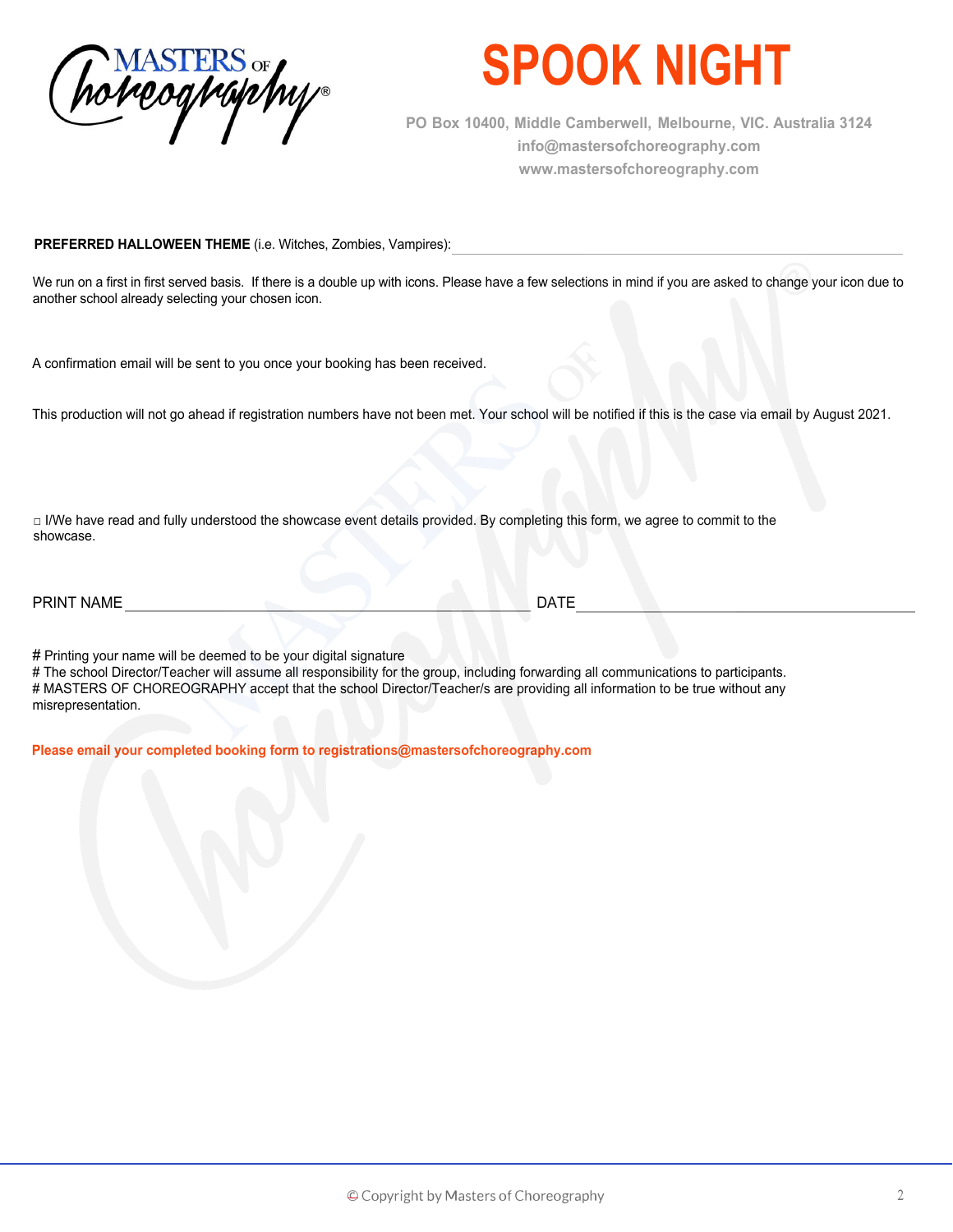# SPOOK NIGHT

PO Box 10400, Middle Camberwell, Melbourne, VIC. Australia 3124
info@mastersofchoreography.com
www.mastersofchoreography.com

**PREFERRED HALLOWEEN THEME** (i.e. Witches, Zombies, Vampires): ______________________________

We run on a first in first served basis. If there is a double up with icons. Please have a few selections in mind if you are asked to change your icon due to another school already selecting your chosen icon.

A confirmation email will be sent to you once your booking has been received.

This production will not go ahead if registration numbers have not been met. Your school will be notified if this is the case via email by August 2021.

□ I/We have read and fully understood the showcase event details provided. By completing this form, we agree to commit to the showcase.

PRINT NAME ______________________________ DATE ______________________________

# Printing your name will be deemed to be your digital signature
# The school Director/Teacher will assume all responsibility for the group, including forwarding all communications to participants.
# MASTERS OF CHOREOGRAPHY accept that the school Director/Teacher/s are providing all information to be true without any misrepresentation.

**Please email your completed booking form to registrations@mastersofchoreography.com**

© Copyright by Masters of Choreography